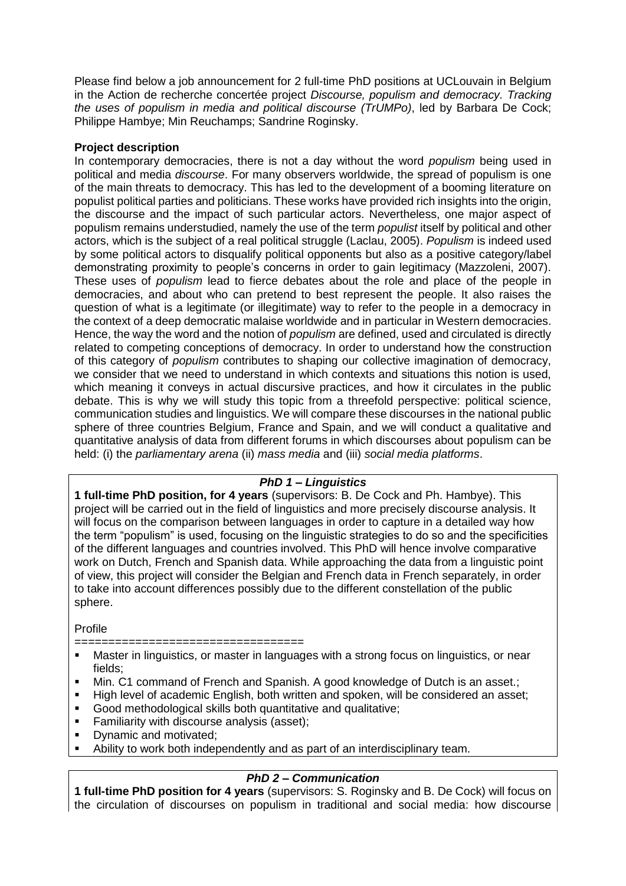Please find below a job announcement for 2 full-time PhD positions at UCLouvain in Belgium in the Action de recherche concertée project *Discourse, populism and democracy. Tracking the uses of populism in media and political discourse (TrUMPo)*, led by Barbara De Cock; Philippe Hambye; Min Reuchamps; Sandrine Roginsky.

**Project description**

In contemporary democracies, there is not a day without the word *populism* being used in political and media *discourse*. For many observers worldwide, the spread of populism is one of the main threats to democracy. This has led to the development of a booming literature on populist political parties and politicians. These works have provided rich insights into the origin, the discourse and the impact of such particular actors. Nevertheless, one major aspect of populism remains understudied, namely the use of the term *populist* itself by political and other actors, which is the subject of a real political struggle (Laclau, 2005). *Populism* is indeed used by some political actors to disqualify political opponents but also as a positive category/label demonstrating proximity to people's concerns in order to gain legitimacy (Mazzoleni, 2007). These uses of *populism* lead to fierce debates about the role and place of the people in democracies, and about who can pretend to best represent the people. It also raises the question of what is a legitimate (or illegitimate) way to refer to the people in a democracy in the context of a deep democratic malaise worldwide and in particular in Western democracies. Hence, the way the word and the notion of *populism* are defined, used and circulated is directly related to competing conceptions of democracy. In order to understand how the construction of this category of *populism* contributes to shaping our collective imagination of democracy, we consider that we need to understand in which contexts and situations this notion is used, which meaning it conveys in actual discursive practices, and how it circulates in the public debate. This is why we will study this topic from a threefold perspective: political science, communication studies and linguistics. We will compare these discourses in the national public sphere of three countries Belgium, France and Spain, and we will conduct a qualitative and quantitative analysis of data from different forums in which discourses about populism can be held: (i) the *parliamentary arena* (ii) *mass media* and (iii) *social media platforms*.

***PhD 1 – Linguistics***

**1 full-time PhD position, for 4 years** (supervisors: B. De Cock and Ph. Hambye). This project will be carried out in the field of linguistics and more precisely discourse analysis. It will focus on the comparison between languages in order to capture in a detailed way how the term "populism" is used, focusing on the linguistic strategies to do so and the specificities of the different languages and countries involved. This PhD will hence involve comparative work on Dutch, French and Spanish data. While approaching the data from a linguistic point of view, this project will consider the Belgian and French data in French separately, in order to take into account differences possibly due to the different constellation of the public sphere.

Profile
==================================

- Master in linguistics, or master in languages with a strong focus on linguistics, or near fields;
- Min. C1 command of French and Spanish. A good knowledge of Dutch is an asset.;
- High level of academic English, both written and spoken, will be considered an asset;
- Good methodological skills both quantitative and qualitative;
- Familiarity with discourse analysis (asset);
- Dynamic and motivated;
- Ability to work both independently and as part of an interdisciplinary team.

***PhD 2 – Communication***

**1 full-time PhD position for 4 years** (supervisors: S. Roginsky and B. De Cock) will focus on the circulation of discourses on populism in traditional and social media: how discourse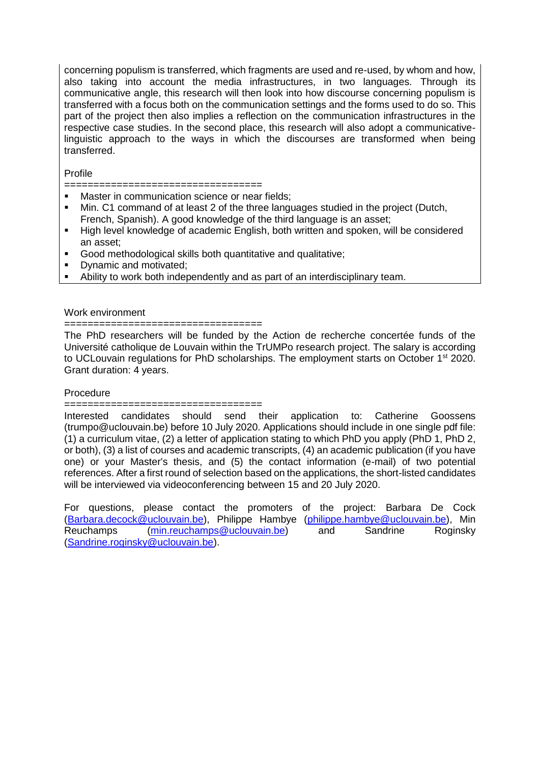concerning populism is transferred, which fragments are used and re-used, by whom and how, also taking into account the media infrastructures, in two languages. Through its communicative angle, this research will then look into how discourse concerning populism is transferred with a focus both on the communication settings and the forms used to do so. This part of the project then also implies a reflection on the communication infrastructures in the respective case studies. In the second place, this research will also adopt a communicative-linguistic approach to the ways in which the discourses are transformed when being transferred.

Profile

==================================

- Master in communication science or near fields;
- Min. C1 command of at least 2 of the three languages studied in the project (Dutch, French, Spanish). A good knowledge of the third language is an asset;
- High level knowledge of academic English, both written and spoken, will be considered an asset;
- Good methodological skills both quantitative and qualitative;
- Dynamic and motivated;
- Ability to work both independently and as part of an interdisciplinary team.

Work environment

==================================

The PhD researchers will be funded by the Action de recherche concertée funds of the Université catholique de Louvain within the TrUMPo research project. The salary is according to UCLouvain regulations for PhD scholarships. The employment starts on October 1st 2020. Grant duration: 4 years.

Procedure

==================================

Interested candidates should send their application to: Catherine Goossens (trumpo@uclouvain.be) before 10 July 2020. Applications should include in one single pdf file: (1) a curriculum vitae, (2) a letter of application stating to which PhD you apply (PhD 1, PhD 2, or both), (3) a list of courses and academic transcripts, (4) an academic publication (if you have one) or your Master's thesis, and (5) the contact information (e-mail) of two potential references. After a first round of selection based on the applications, the short-listed candidates will be interviewed via videoconferencing between 15 and 20 July 2020.

For questions, please contact the promoters of the project: Barbara De Cock (Barbara.decock@uclouvain.be), Philippe Hambye (philippe.hambye@uclouvain.be), Min Reuchamps (min.reuchamps@uclouvain.be) and Sandrine Roginsky (Sandrine.roginsky@uclouvain.be).